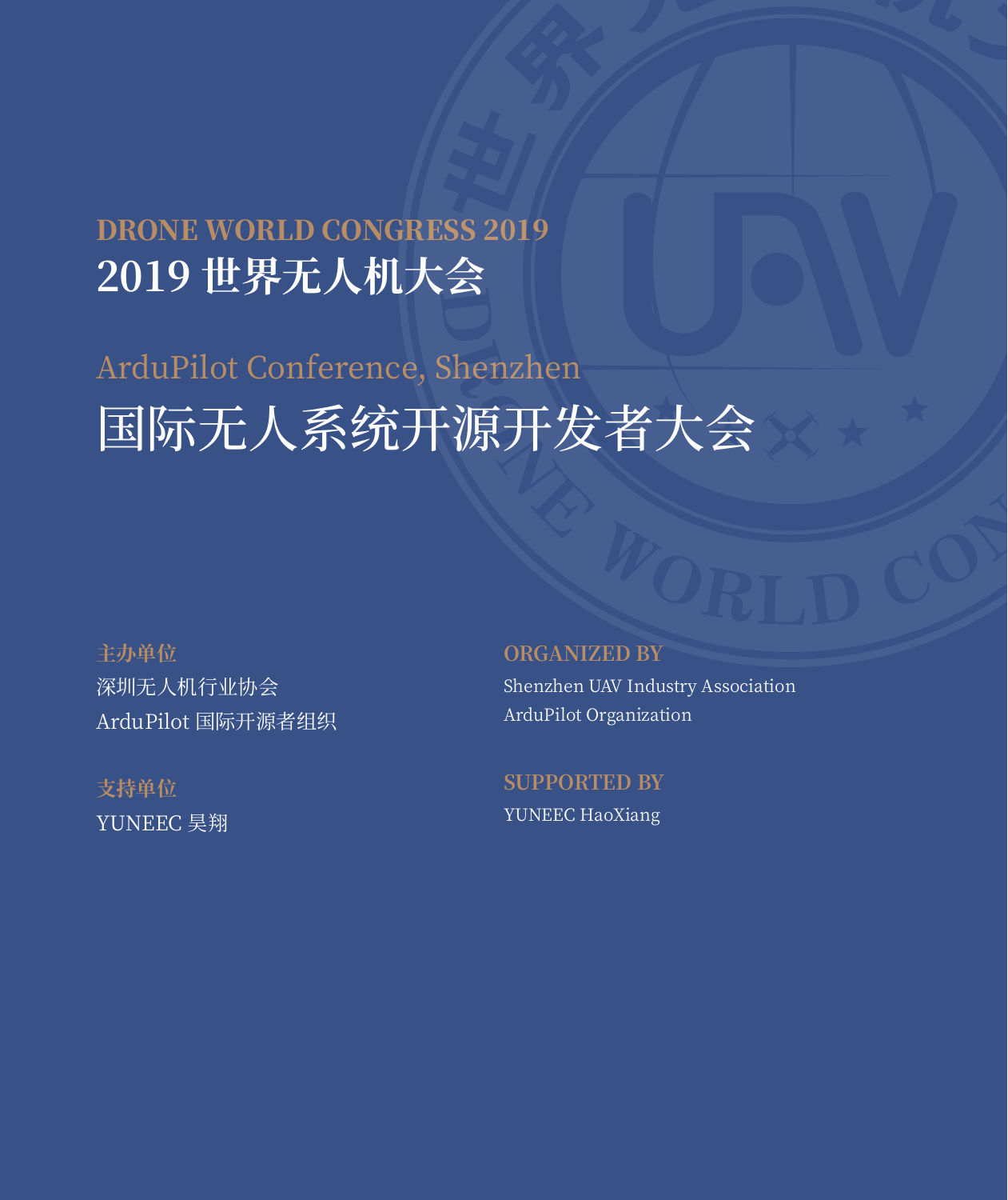# DRONE WORLD CONGRESS 2019
# 2019 世界无人机大会

## ArduPilot Conference, Shenzhen
## 国际无人系统开源开发者大会

**主办单位**
深圳无人机行业协会
ArduPilot 国际开源者组织

**ORGANIZED BY**
Shenzhen UAV Industry Association
ArduPilot Organization

**支持单位**
YUNEEC 昊翔

**SUPPORTED BY**
YUNEEC HaoXiang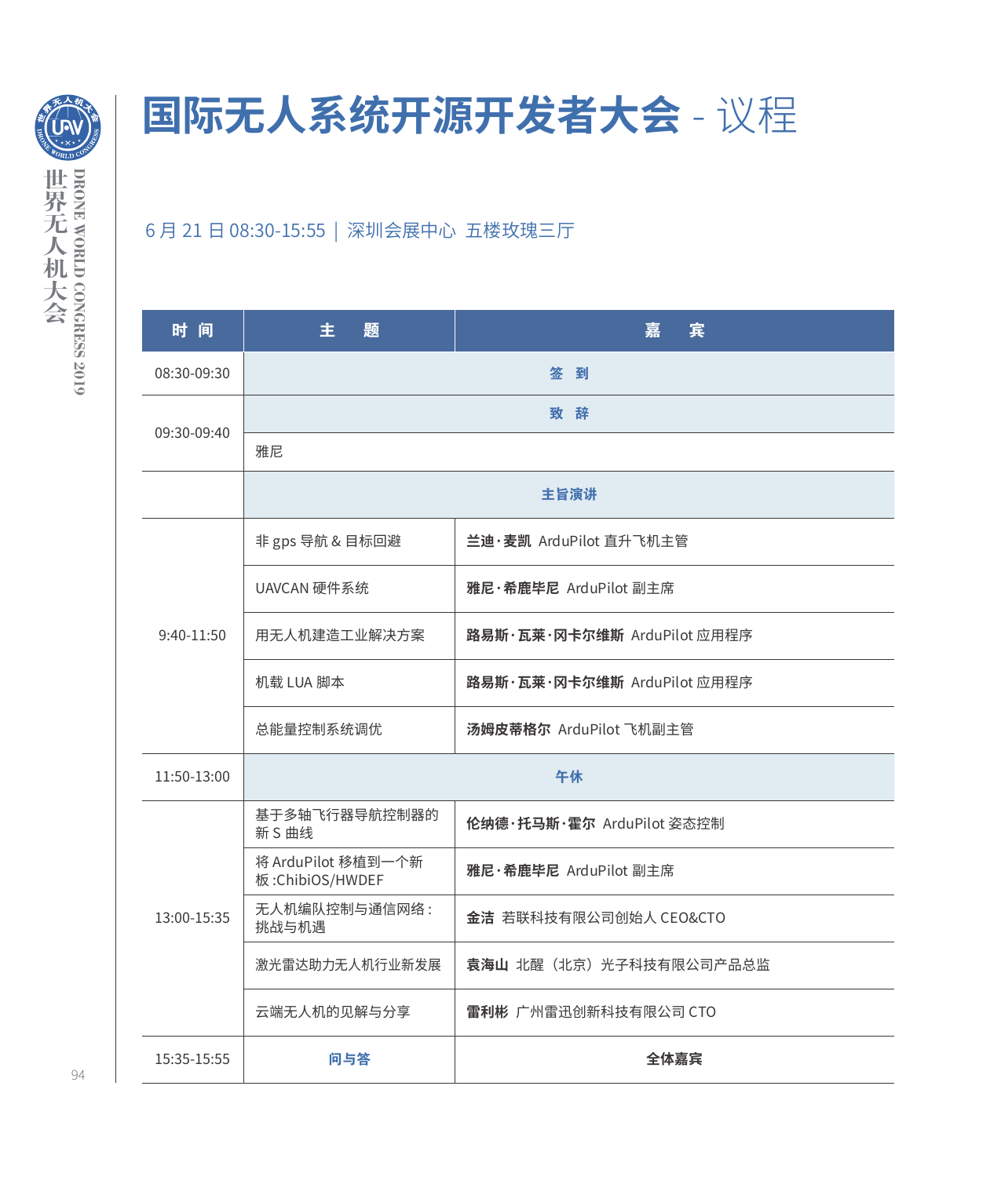# 国际无人系统开源开发者大会 - 议程

6 月 21 日 08:30-15:55 | 深圳会展中心 五楼玫瑰三厅

| 时 间 | 主 题 | 嘉 宾 |
|---|---|---|
| 08:30-09:30 | **签 到** | |
| 09:30-09:40 | **致 辞** | |
| | 雅尼 | |
| | **主旨演讲** | |
| 9:40-11:50 | 非 gps 导航 & 目标回避 | **兰迪·麦凯** ArduPilot 直升飞机主管 |
| | UAVCAN 硬件系统 | **雅尼·希鹿毕尼** ArduPilot 副主席 |
| | 用无人机建造工业解决方案 | **路易斯·瓦莱·冈卡尔维斯** ArduPilot 应用程序 |
| | 机载 LUA 脚本 | **路易斯·瓦莱·冈卡尔维斯** ArduPilot 应用程序 |
| | 总能量控制系统调优 | **汤姆皮蒂格尔** ArduPilot 飞机副主管 |
| 11:50-13:00 | **午休** | |
| 13:00-15:35 | 基于多轴飞行器导航控制器的新 S 曲线 | **伦纳德·托马斯·霍尔** ArduPilot 姿态控制 |
| | 将 ArduPilot 移植到一个新板 :ChibiOS/HWDEF | **雅尼·希鹿毕尼** ArduPilot 副主席 |
| | 无人机编队控制与通信网络 : 挑战与机遇 | **金洁** 若联科技有限公司创始人 CEO&CTO |
| | 激光雷达助力无人机行业新发展 | **袁海山** 北醒（北京）光子科技有限公司产品总监 |
| | 云端无人机的见解与分享 | **雷利彬** 广州雷迅创新科技有限公司 CTO |
| 15:35-15:55 | **问与答** | **全体嘉宾** |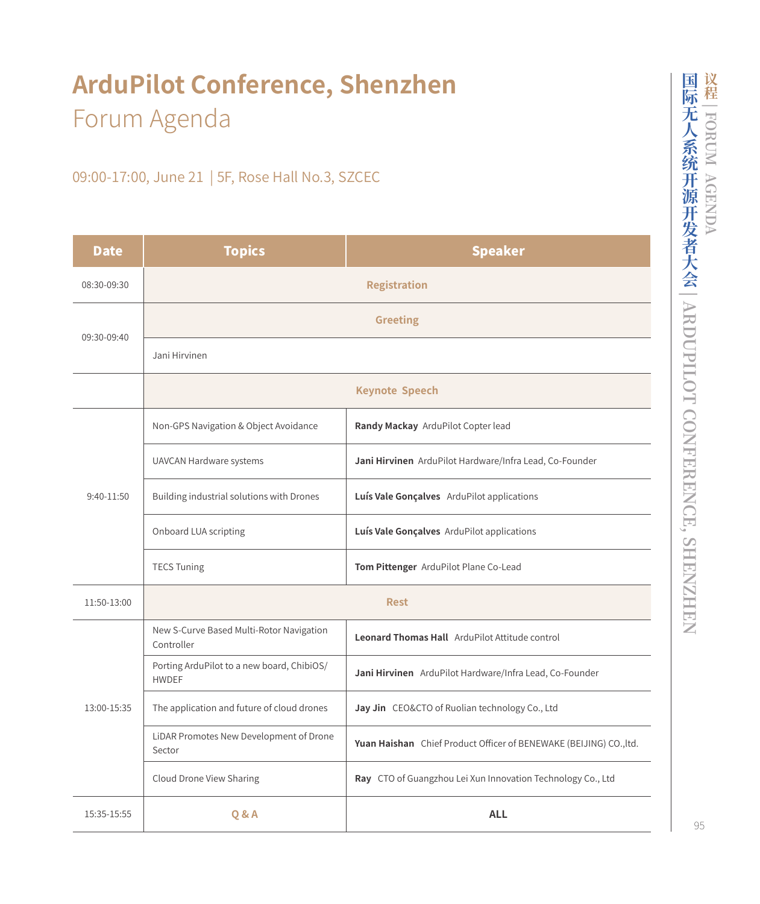# ArduPilot Conference, Shenzhen

## Forum Agenda

09:00-17:00, June 21 | 5F, Rose Hall No.3, SZCEC

| Date | Topics | Speaker |
|---|---|---|
| 08:30-09:30 | **Registration** | |
| 09:30-09:40 | **Greeting** | |
| | Jani Hirvinen | |
| | **Keynote Speech** | |
| 9:40-11:50 | Non-GPS Navigation & Object Avoidance | **Randy Mackay** ArduPilot Copter lead |
| | UAVCAN Hardware systems | **Jani Hirvinen** ArduPilot Hardware/Infra Lead, Co-Founder |
| | Building industrial solutions with Drones | **Luís Vale Gonçalves** ArduPilot applications |
| | Onboard LUA scripting | **Luís Vale Gonçalves** ArduPilot applications |
| | TECS Tuning | **Tom Pittenger** ArduPilot Plane Co-Lead |
| 11:50-13:00 | **Rest** | |
| 13:00-15:35 | New S-Curve Based Multi-Rotor Navigation Controller | **Leonard Thomas Hall** ArduPilot Attitude control |
| | Porting ArduPilot to a new board, ChibiOS/HWDEF | **Jani Hirvinen** ArduPilot Hardware/Infra Lead, Co-Founder |
| | The application and future of cloud drones | **Jay Jin** CEO&CTO of Ruolian technology Co., Ltd |
| | LiDAR Promotes New Development of Drone Sector | **Yuan Haishan** Chief Product Officer of BENEWAKE (BEIJING) CO.,ltd. |
| | Cloud Drone View Sharing | **Ray** CTO of Guangzhou Lei Xun Innovation Technology Co., Ltd |
| 15:35-15:55 | **Q & A** | **ALL** |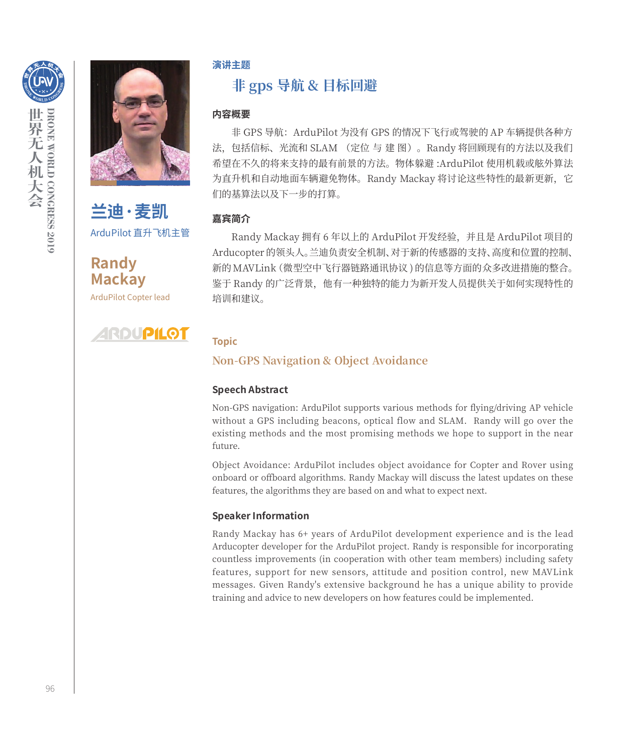## 兰迪·麦凯

ArduPilot 直升飞机主管

## Randy Mackay

ArduPilot Copter lead

**演讲主题**

### 非 gps 导航 & 目标回避

**内容概要**

非 GPS 导航：ArduPilot 为没有 GPS 的情况下飞行或驾驶的 AP 车辆提供各种方法，包括信标、光流和 SLAM （定位 与 建 图）。Randy 将回顾现有的方法以及我们希望在不久的将来支持的最有前景的方法。物体躲避 :ArduPilot 使用机载或舷外算法为直升机和自动地面车辆避免物体。Randy Mackay 将讨论这些特性的最新更新，它们的基算法以及下一步的打算。

**嘉宾简介**

Randy Mackay 拥有 6 年以上的 ArduPilot 开发经验，并且是 ArduPilot 项目的 Arducopter 的领头人。兰迪负责安全机制、对于新的传感器的支持、高度和位置的控制、新的 MAVLink（微型空中飞行器链路通讯协议）的信息等方面的众多改进措施的整合。鉴于 Randy 的广泛背景，他有一种独特的能力为新开发人员提供关于如何实现特性的培训和建议。

**Topic**

### Non-GPS Navigation & Object Avoidance

**Speech Abstract**

Non-GPS navigation: ArduPilot supports various methods for flying/driving AP vehicle without a GPS including beacons, optical flow and SLAM. Randy will go over the existing methods and the most promising methods we hope to support in the near future.

Object Avoidance: ArduPilot includes object avoidance for Copter and Rover using onboard or offboard algorithms. Randy Mackay will discuss the latest updates on these features, the algorithms they are based on and what to expect next.

**Speaker Information**

Randy Mackay has 6+ years of ArduPilot development experience and is the lead Arducopter developer for the ArduPilot project. Randy is responsible for incorporating countless improvements (in cooperation with other team members) including safety features, support for new sensors, attitude and position control, new MAVLink messages. Given Randy's extensive background he has a unique ability to provide training and advice to new developers on how features could be implemented.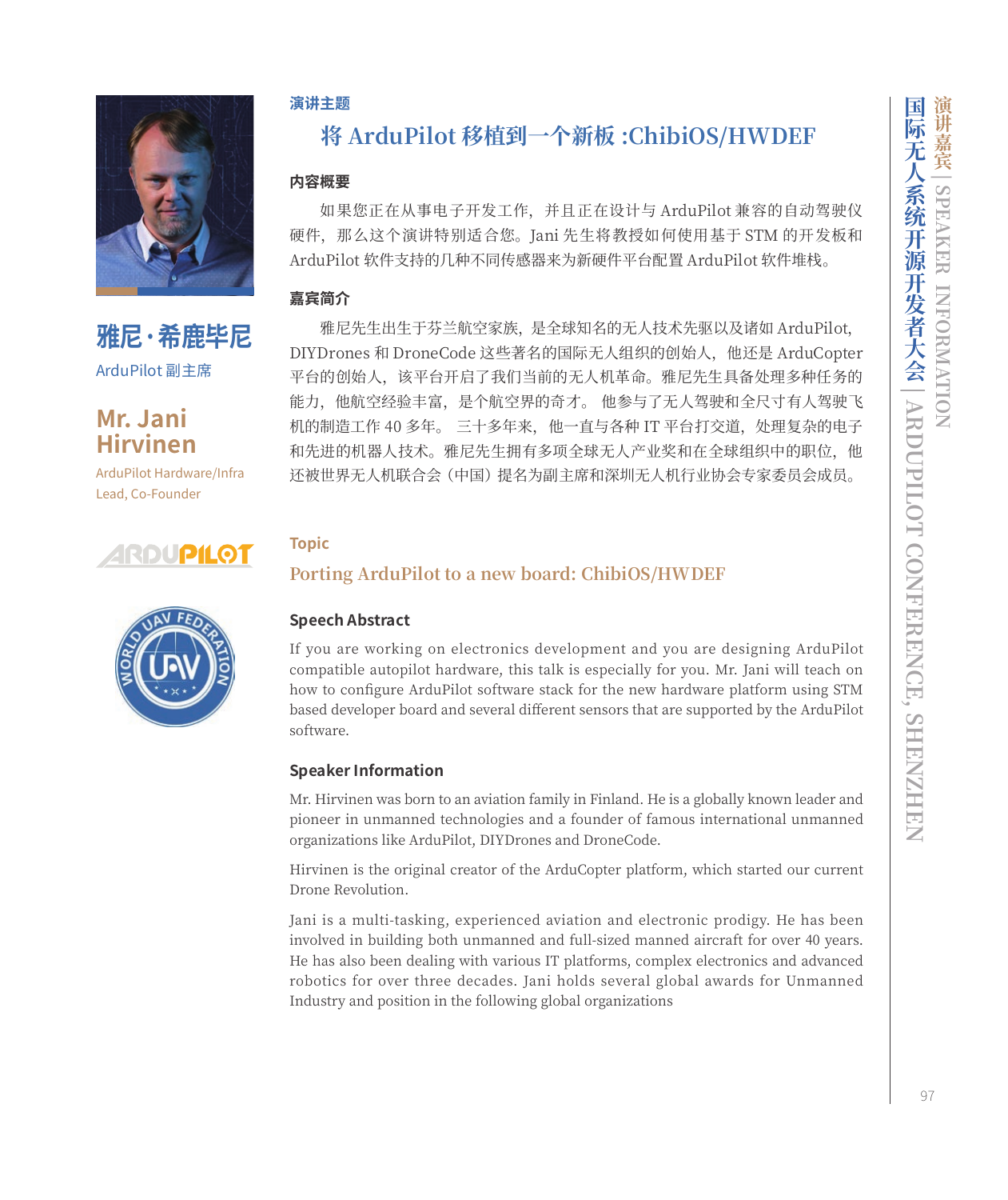## 雅尼·希鹿毕尼

ArduPilot 副主席

## Mr. Jani Hirvinen

ArduPilot Hardware/Infra Lead, Co-Founder

### 演讲主题

## 将 ArduPilot 移植到一个新板 :ChibiOS/HWDEF

### 内容概要

如果您正在从事电子开发工作，并且正在设计与 ArduPilot 兼容的自动驾驶仪硬件，那么这个演讲特别适合您。Jani 先生将教授如何使用基于 STM 的开发板和 ArduPilot 软件支持的几种不同传感器来为新硬件平台配置 ArduPilot 软件堆栈。

### 嘉宾简介

雅尼先生出生于芬兰航空家族，是全球知名的无人技术先驱以及诸如 ArduPilot, DIYDrones 和 DroneCode 这些著名的国际无人组织的创始人，他还是 ArduCopter 平台的创始人，该平台开启了我们当前的无人机革命。雅尼先生具备处理多种任务的能力，他航空经验丰富，是个航空界的奇才。 他参与了无人驾驶和全尺寸有人驾驶飞机的制造工作 40 多年。 三十多年来，他一直与各种 IT 平台打交道，处理复杂的电子和先进的机器人技术。雅尼先生拥有多项全球无人产业奖和在全球组织中的职位，他还被世界无人机联合会（中国）提名为副主席和深圳无人机行业协会专家委员会成员。

### Topic

## Porting ArduPilot to a new board: ChibiOS/HWDEF

### Speech Abstract

If you are working on electronics development and you are designing ArduPilot compatible autopilot hardware, this talk is especially for you. Mr. Jani will teach on how to configure ArduPilot software stack for the new hardware platform using STM based developer board and several different sensors that are supported by the ArduPilot software.

### Speaker Information

Mr. Hirvinen was born to an aviation family in Finland. He is a globally known leader and pioneer in unmanned technologies and a founder of famous international unmanned organizations like ArduPilot, DIYDrones and DroneCode.

Hirvinen is the original creator of the ArduCopter platform, which started our current Drone Revolution.

Jani is a multi-tasking, experienced aviation and electronic prodigy. He has been involved in building both unmanned and full-sized manned aircraft for over 40 years. He has also been dealing with various IT platforms, complex electronics and advanced robotics for over three decades. Jani holds several global awards for Unmanned Industry and position in the following global organizations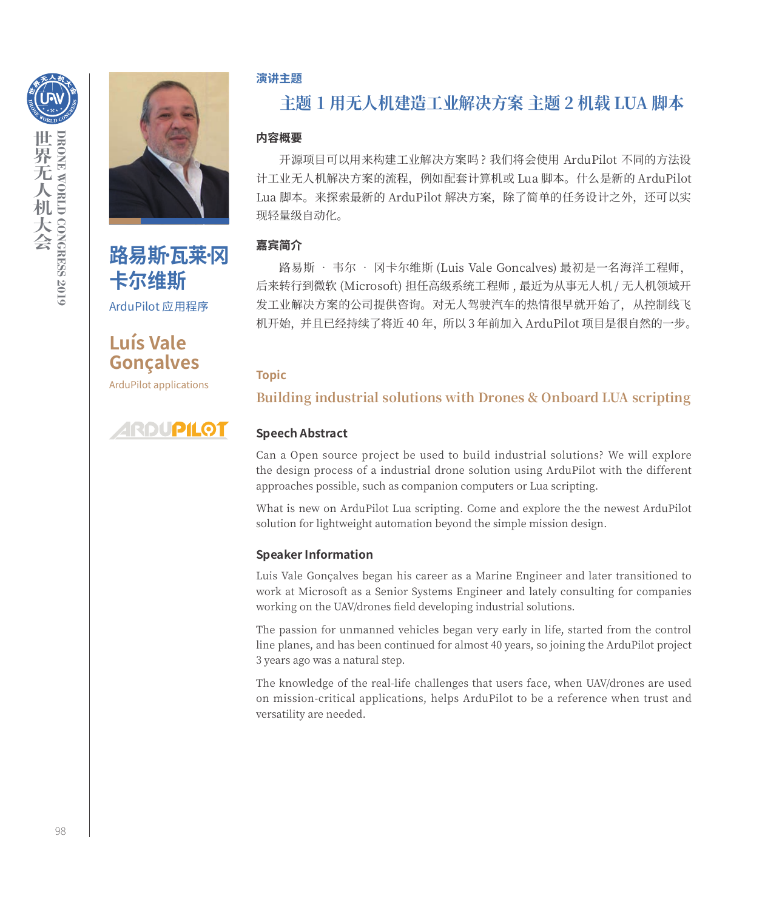## 路易斯·瓦莱·冈卡尔维斯

ArduPilot 应用程序

## Luís Vale Gonçalves

ArduPilot applications

### 演讲主题

**主题 1 用无人机建造工业解决方案 主题 2 机载 LUA 脚本**

### 内容概要

开源项目可以用来构建工业解决方案吗？我们将会使用 ArduPilot 不同的方法设计工业无人机解决方案的流程，例如配套计算机或 Lua 脚本。什么是新的 ArduPilot Lua 脚本。来探索最新的 ArduPilot 解决方案，除了简单的任务设计之外，还可以实现轻量级自动化。

### 嘉宾简介

路易斯 · 韦尔 · 冈卡尔维斯 (Luis Vale Goncalves) 最初是一名海洋工程师，后来转行到微软 (Microsoft) 担任高级系统工程师 , 最近为从事无人机 / 无人机领域开发工业解决方案的公司提供咨询。对无人驾驶汽车的热情很早就开始了，从控制线飞机开始，并且已经持续了将近 40 年，所以 3 年前加入 ArduPilot 项目是很自然的一步。

### Topic

**Building industrial solutions with Drones & Onboard LUA scripting**

### Speech Abstract

Can a Open source project be used to build industrial solutions? We will explore the design process of a industrial drone solution using ArduPilot with the different approaches possible, such as companion computers or Lua scripting.

What is new on ArduPilot Lua scripting. Come and explore the the newest ArduPilot solution for lightweight automation beyond the simple mission design.

### Speaker Information

Luis Vale Gonçalves began his career as a Marine Engineer and later transitioned to work at Microsoft as a Senior Systems Engineer and lately consulting for companies working on the UAV/drones field developing industrial solutions.

The passion for unmanned vehicles began very early in life, started from the control line planes, and has been continued for almost 40 years, so joining the ArduPilot project 3 years ago was a natural step.

The knowledge of the real-life challenges that users face, when UAV/drones are used on mission-critical applications, helps ArduPilot to be a reference when trust and versatility are needed.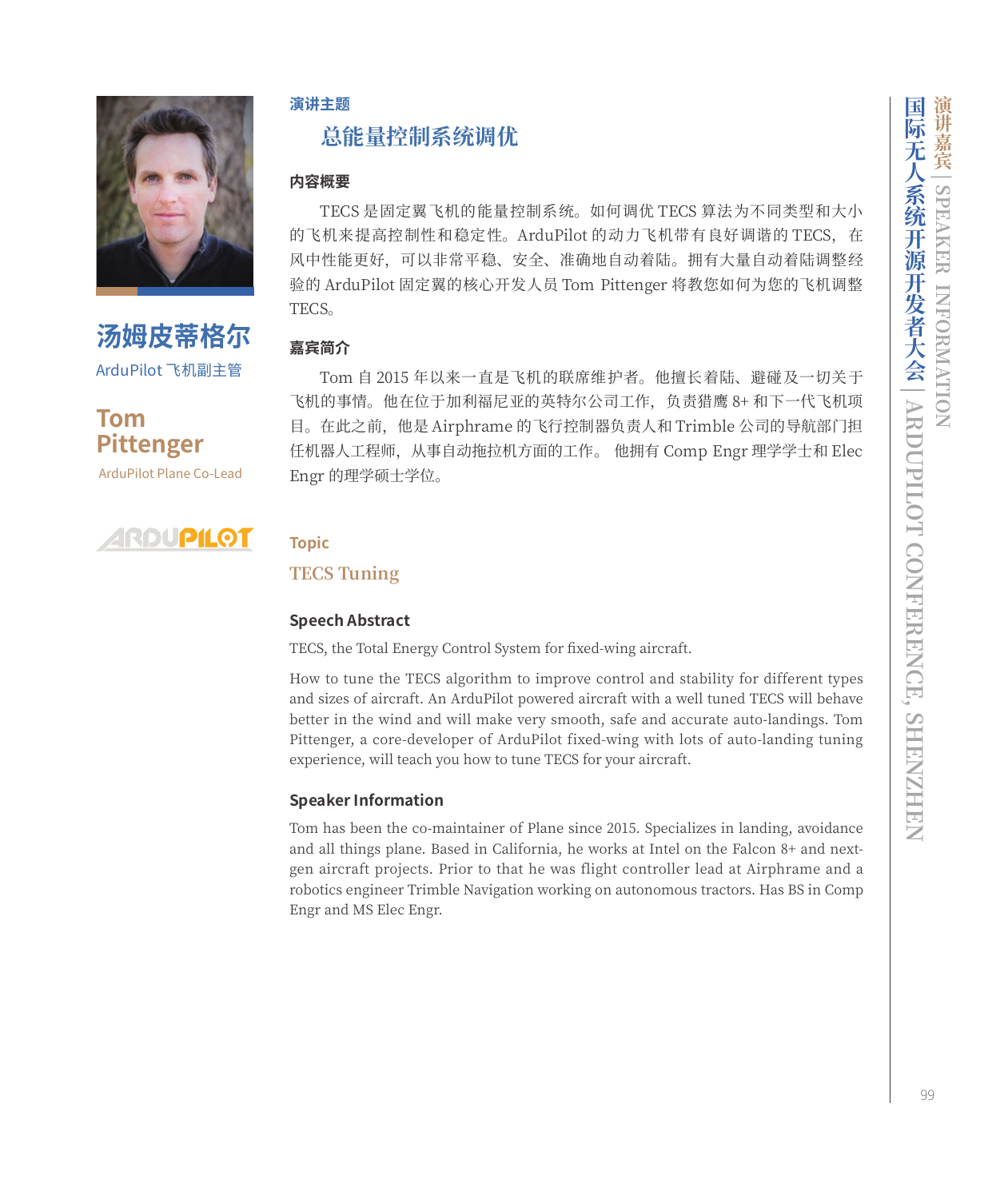## 汤姆皮蒂格尔

ArduPilot 飞机副主管

## Tom Pittenger

ArduPilot Plane Co-Lead

**演讲主题**

### 总能量控制系统调优

**内容概要**

TECS 是固定翼飞机的能量控制系统。如何调优 TECS 算法为不同类型和大小的飞机来提高控制性和稳定性。ArduPilot 的动力飞机带有良好调谐的 TECS，在风中性能更好，可以非常平稳、安全、准确地自动着陆。拥有大量自动着陆调整经验的 ArduPilot 固定翼的核心开发人员 Tom Pittenger 将教您如何为您的飞机调整 TECS。

**嘉宾简介**

Tom 自 2015 年以来一直是飞机的联席维护者。他擅长着陆、避碰及一切关于飞机的事情。他在位于加利福尼亚的英特尔公司工作，负责猎鹰 8+ 和下一代飞机项目。在此之前，他是 Airphrame 的飞行控制器负责人和 Trimble 公司的导航部门担任机器人工程师，从事自动拖拉机方面的工作。 他拥有 Comp Engr 理学学士和 Elec Engr 的理学硕士学位。

**Topic**

### TECS Tuning

**Speech Abstract**

TECS, the Total Energy Control System for fixed-wing aircraft.

How to tune the TECS algorithm to improve control and stability for different types and sizes of aircraft. An ArduPilot powered aircraft with a well tuned TECS will behave better in the wind and will make very smooth, safe and accurate auto-landings. Tom Pittenger, a core-developer of ArduPilot fixed-wing with lots of auto-landing tuning experience, will teach you how to tune TECS for your aircraft.

**Speaker Information**

Tom has been the co-maintainer of Plane since 2015. Specializes in landing, avoidance and all things plane. Based in California, he works at Intel on the Falcon 8+ and next-gen aircraft projects. Prior to that he was flight controller lead at Airphrame and a robotics engineer Trimble Navigation working on autonomous tractors. Has BS in Comp Engr and MS Elec Engr.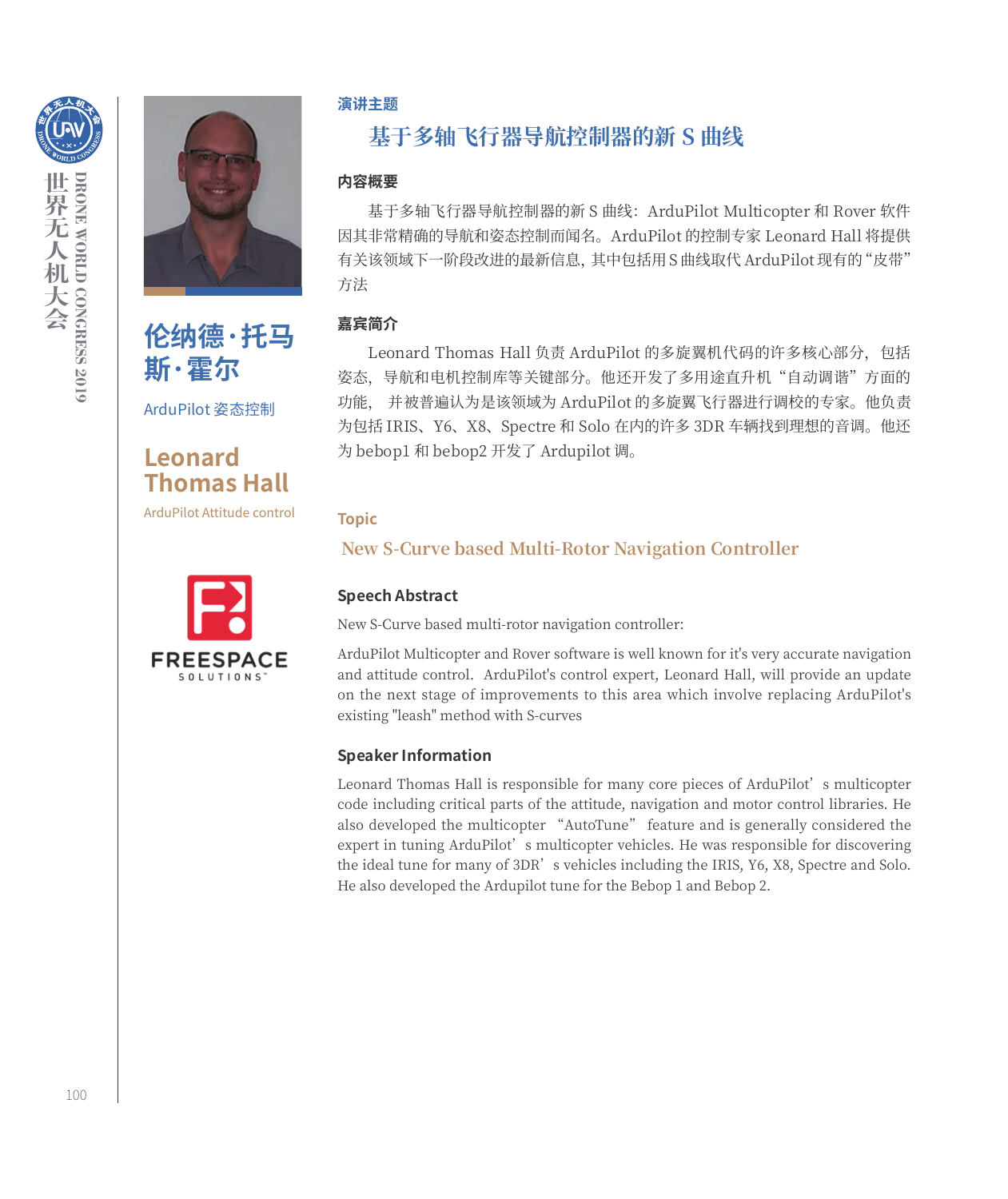## 伦纳德·托马斯·霍尔

ArduPilot 姿态控制

## Leonard Thomas Hall

ArduPilot Attitude control

FREESPACE SOLUTIONS

**演讲主题**

### 基于多轴飞行器导航控制器的新 S 曲线

**内容概要**

基于多轴飞行器导航控制器的新 S 曲线：ArduPilot Multicopter 和 Rover 软件因其非常精确的导航和姿态控制而闻名。ArduPilot 的控制专家 Leonard Hall 将提供有关该领域下一阶段改进的最新信息，其中包括用 S 曲线取代 ArduPilot 现有的“皮带”方法

**嘉宾简介**

Leonard Thomas Hall 负责 ArduPilot 的多旋翼机代码的许多核心部分，包括姿态，导航和电机控制库等关键部分。他还开发了多用途直升机“自动调谐”方面的功能， 并被普遍认为是该领域为 ArduPilot 的多旋翼飞行器进行调校的专家。他负责为包括 IRIS、Y6、X8、Spectre 和 Solo 在内的许多 3DR 车辆找到理想的音调。他还为 bebop1 和 bebop2 开发了 Ardupilot 调。

**Topic**

### New S-Curve based Multi-Rotor Navigation Controller

**Speech Abstract**

New S-Curve based multi-rotor navigation controller:

ArduPilot Multicopter and Rover software is well known for it's very accurate navigation and attitude control. ArduPilot's control expert, Leonard Hall, will provide an update on the next stage of improvements to this area which involve replacing ArduPilot's existing "leash" method with S-curves

**Speaker Information**

Leonard Thomas Hall is responsible for many core pieces of ArduPilot’s multicopter code including critical parts of the attitude, navigation and motor control libraries. He also developed the multicopter “AutoTune” feature and is generally considered the expert in tuning ArduPilot’s multicopter vehicles. He was responsible for discovering the ideal tune for many of 3DR’s vehicles including the IRIS, Y6, X8, Spectre and Solo. He also developed the Ardupilot tune for the Bebop 1 and Bebop 2.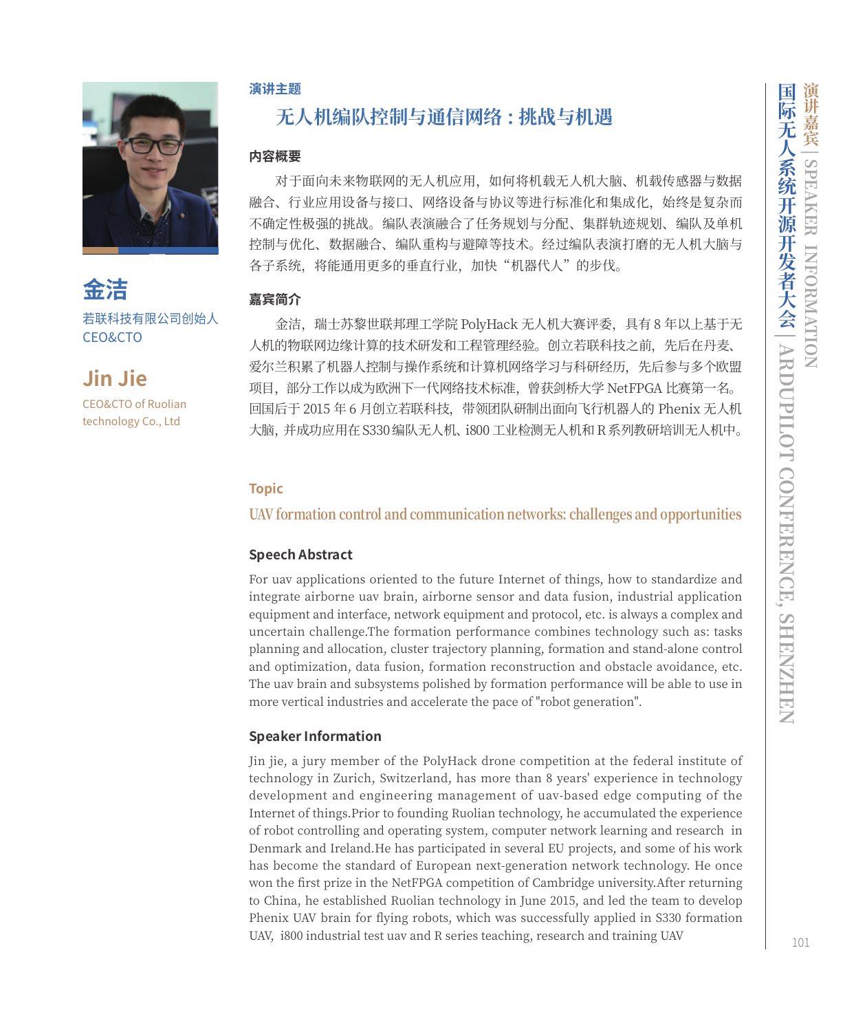# 金洁

若联科技有限公司创始人
CEO&CTO

# Jin Jie

CEO&CTO of Ruolian technology Co., Ltd

**演讲主题**

## 无人机编队控制与通信网络：挑战与机遇

### 内容概要

对于面向未来物联网的无人机应用，如何将机载无人机大脑、机载传感器与数据融合、行业应用设备与接口、网络设备与协议等进行标准化和集成化，始终是复杂而不确定性极强的挑战。编队表演融合了任务规划与分配、集群轨迹规划、编队及单机控制与优化、数据融合、编队重构与避障等技术。经过编队表演打磨的无人机大脑与各子系统，将能通用更多的垂直行业，加快“机器代人”的步伐。

### 嘉宾简介

金洁，瑞士苏黎世联邦理工学院 PolyHack 无人机大赛评委，具有 8 年以上基于无人机的物联网边缘计算的技术研发和工程管理经验。创立若联科技之前，先后在丹麦、爱尔兰积累了机器人控制与操作系统和计算机网络学习与科研经历，先后参与多个欧盟项目，部分工作以成为欧洲下一代网络技术标准，曾获剑桥大学 NetFPGA 比赛第一名。回国后于 2015 年 6 月创立若联科技，带领团队研制出面向飞行机器人的 Phenix 无人机大脑，并成功应用在 S330 编队无人机、i800 工业检测无人机和 R 系列教研培训无人机中。

**Topic**

## UAV formation control and communication networks: challenges and opportunities

### Speech Abstract

For uav applications oriented to the future Internet of things, how to standardize and integrate airborne uav brain, airborne sensor and data fusion, industrial application equipment and interface, network equipment and protocol, etc. is always a complex and uncertain challenge.The formation performance combines technology such as: tasks planning and allocation, cluster trajectory planning, formation and stand-alone control and optimization, data fusion, formation reconstruction and obstacle avoidance, etc. The uav brain and subsystems polished by formation performance will be able to use in more vertical industries and accelerate the pace of "robot generation".

### Speaker Information

Jin jie, a jury member of the PolyHack drone competition at the federal institute of technology in Zurich, Switzerland, has more than 8 years' experience in technology development and engineering management of uav-based edge computing of the Internet of things.Prior to founding Ruolian technology, he accumulated the experience of robot controlling and operating system, computer network learning and research in Denmark and Ireland.He has participated in several EU projects, and some of his work has become the standard of European next-generation network technology. He once won the first prize in the NetFPGA competition of Cambridge university.After returning to China, he established Ruolian technology in June 2015, and led the team to develop Phenix UAV brain for flying robots, which was successfully applied in S330 formation UAV, i800 industrial test uav and R series teaching, research and training UAV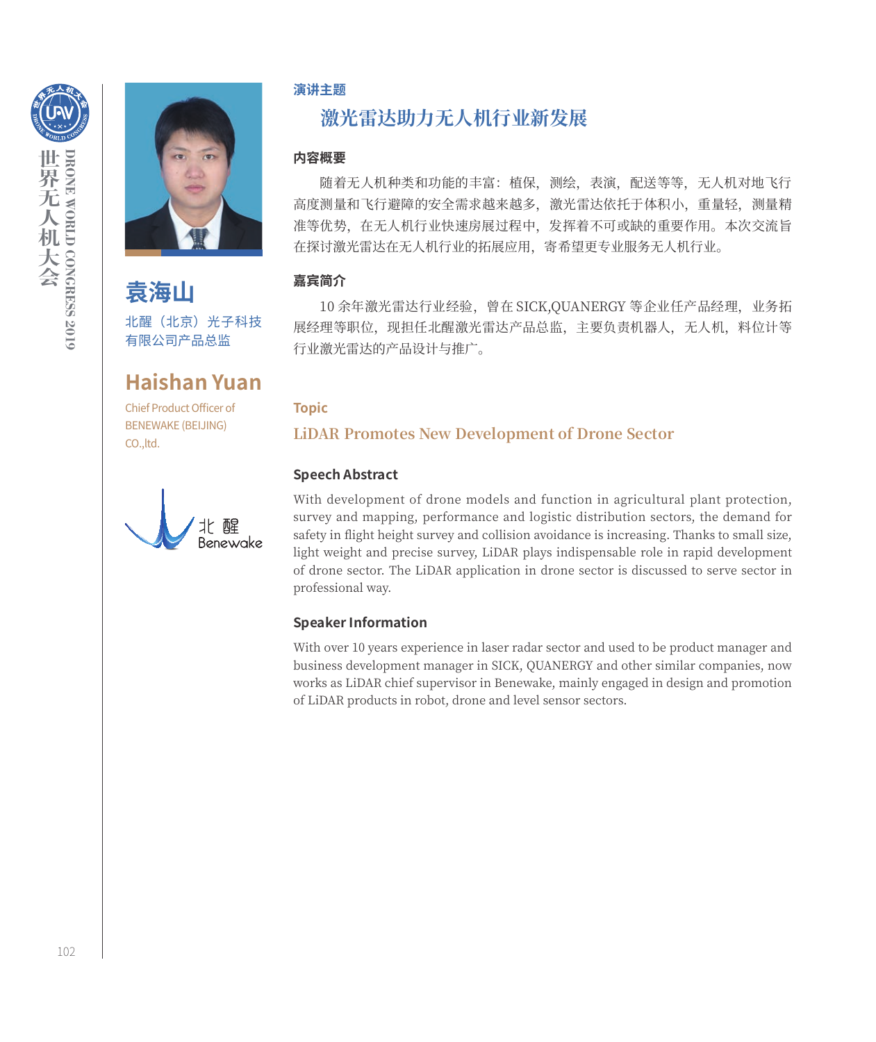# 袁海山

北醒（北京）光子科技有限公司产品总监

# Haishan Yuan

Chief Product Officer of BENEWAKE (BEIJING) CO.,ltd.

北醒 Benewake

### 演讲主题

## 激光雷达助力无人机行业新发展

### 内容概要

随着无人机种类和功能的丰富：植保，测绘，表演，配送等等，无人机对地飞行高度测量和飞行避障的安全需求越来越多，激光雷达依托于体积小，重量轻，测量精准等优势，在无人机行业快速房展过程中，发挥着不可或缺的重要作用。本次交流旨在探讨激光雷达在无人机行业的拓展应用，寄希望更专业服务无人机行业。

### 嘉宾简介

10 余年激光雷达行业经验，曾在 SICK,QUANERGY 等企业任产品经理，业务拓展经理等职位，现担任北醒激光雷达产品总监，主要负责机器人，无人机，料位计等行业激光雷达的产品设计与推广。

### Topic

## LiDAR Promotes New Development of Drone Sector

### Speech Abstract

With development of drone models and function in agricultural plant protection, survey and mapping, performance and logistic distribution sectors, the demand for safety in flight height survey and collision avoidance is increasing. Thanks to small size, light weight and precise survey, LiDAR plays indispensable role in rapid development of drone sector. The LiDAR application in drone sector is discussed to serve sector in professional way.

### Speaker Information

With over 10 years experience in laser radar sector and used to be product manager and business development manager in SICK, QUANERGY and other similar companies, now works as LiDAR chief supervisor in Benewake, mainly engaged in design and promotion of LiDAR products in robot, drone and level sensor sectors.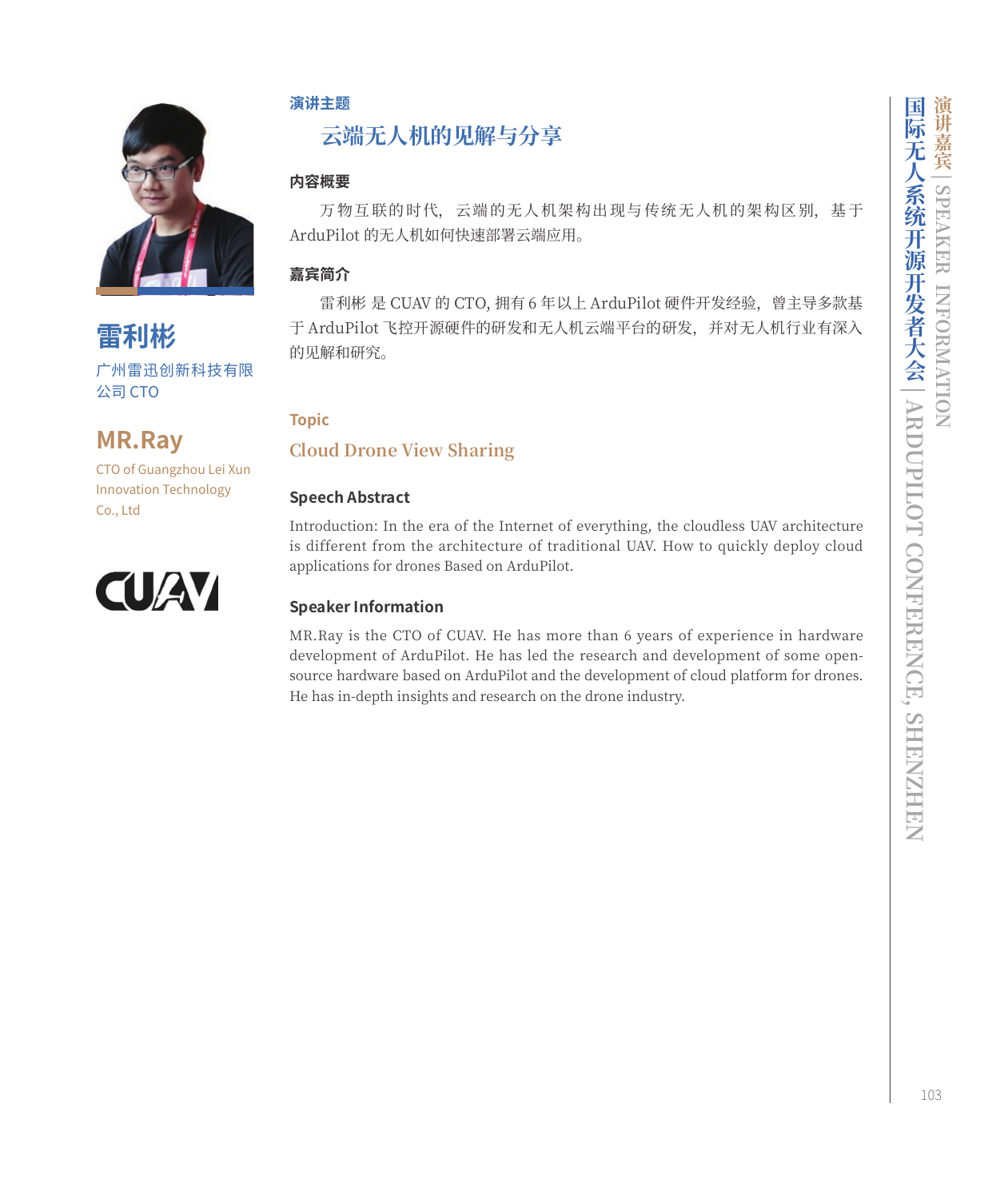## 雷利彬

广州雷迅创新科技有限公司 CTO

## MR.Ray

CTO of Guangzhou Lei Xun Innovation Technology Co., Ltd

CUAV

**演讲主题**

### 云端无人机的见解与分享

**内容概要**

万物互联的时代，云端的无人机架构出现与传统无人机的架构区别，基于 ArduPilot 的无人机如何快速部署云端应用。

**嘉宾简介**

雷利彬 是 CUAV 的 CTO, 拥有 6 年以上 ArduPilot 硬件开发经验，曾主导多款基于 ArduPilot 飞控开源硬件的研发和无人机云端平台的研发，并对无人机行业有深入的见解和研究。

**Topic**

### Cloud Drone View Sharing

**Speech Abstract**

Introduction: In the era of the Internet of everything, the cloudless UAV architecture is different from the architecture of traditional UAV. How to quickly deploy cloud applications for drones Based on ArduPilot.

**Speaker Information**

MR.Ray is the CTO of CUAV. He has more than 6 years of experience in hardware development of ArduPilot. He has led the research and development of some open-source hardware based on ArduPilot and the development of cloud platform for drones. He has in-depth insights and research on the drone industry.